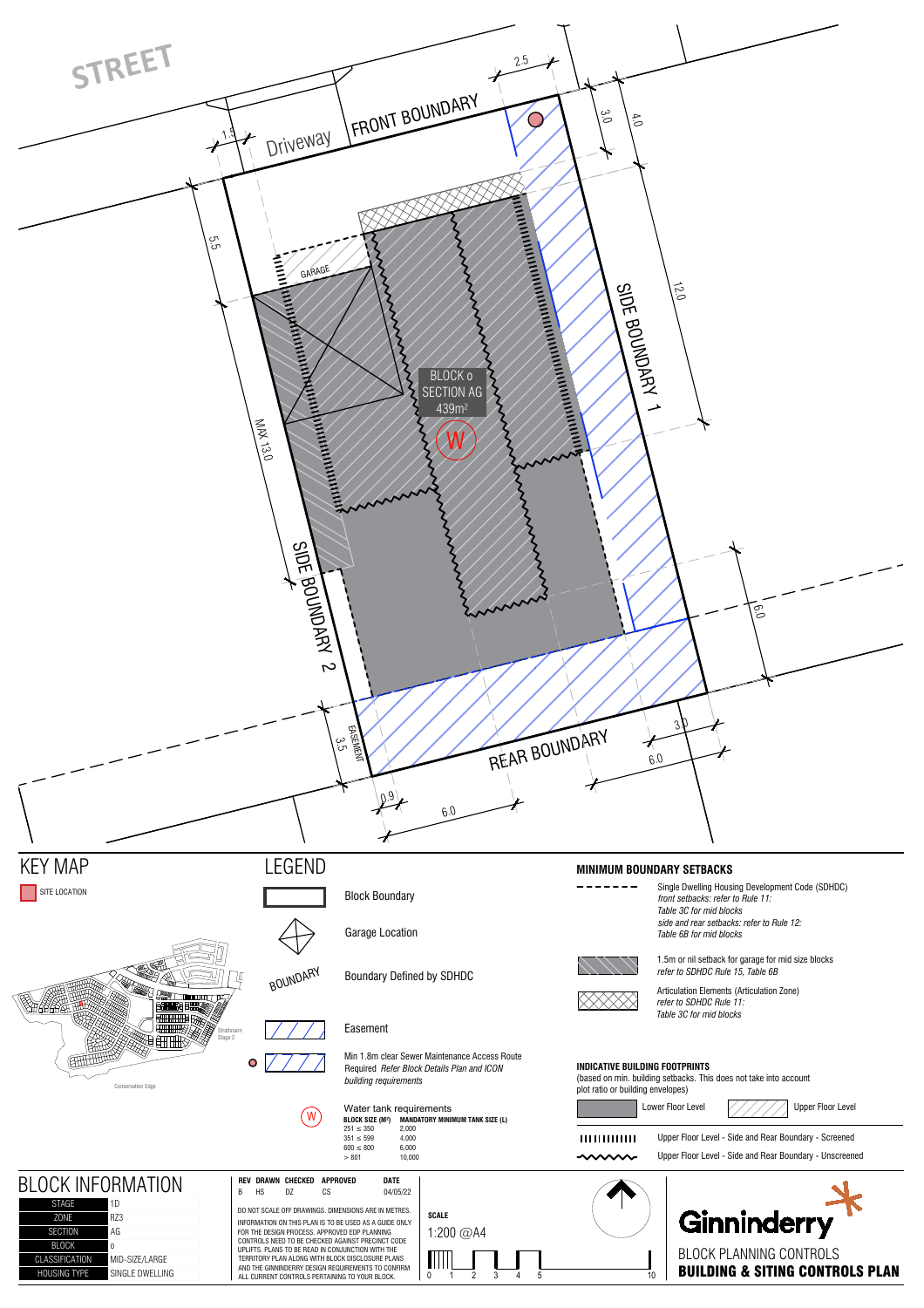STREET

Driveway

FRONT BOUNDARY

GARAGE

BLOCK o
SECTION AG
439m²

W

SIDE BOUNDARY 1

SIDE BOUNDARY 2

REAR BOUNDARY

EASEMENT

2.5 | 1.5 | 3.0 | 4.0 | 5.5 | 12.0 | MAX 13.0 | 6.0 | 3.5 | 3.0 | 6.0 | 0.9 | 6.0

## KEY MAP

SITE LOCATION

Strathnairn Stage 2

Conservation Edge

## LEGEND

Block Boundary

Garage Location

BOUNDARY — Boundary Defined by SDHDC

Easement

Min 1.8m clear Sewer Maintenance Access Route Required *Refer Block Details Plan and ICON building requirements*

Water tank requirements

| BLOCK SIZE (M²) | MANDATORY MINIMUM TANK SIZE (L) |
|---|---|
| 251 ≤ 350 | 2,000 |
| 351 ≤ 599 | 4,000 |
| 600 ≤ 800 | 6,000 |
| > 801 | 10,000 |

## MINIMUM BOUNDARY SETBACKS

Single Dwelling Housing Development Code (SDHDC)
*front setbacks: refer to Rule 11: Table 3C for mid blocks*
*side and rear setbacks: refer to Rule 12: Table 6B for mid blocks*

1.5m or nil setback for garage for mid size blocks
*refer to SDHDC Rule 15, Table 6B*

Articulation Elements (Articulation Zone)
*refer to SDHDC Rule 11: Table 3C for mid blocks*

### INDICATIVE BUILDING FOOTPRINTS

(based on min. building setbacks. This does not take into account plot ratio or building envelopes)

Lower Floor Level | Upper Floor Level

Upper Floor Level - Side and Rear Boundary - Screened

Upper Floor Level - Side and Rear Boundary - Unscreened

## BLOCK INFORMATION

| | |
|---|---|
| STAGE | 1D |
| ZONE | RZ3 |
| SECTION | AG |
| BLOCK | 0 |
| CLASSIFICATION | MID-SIZE/LARGE |
| HOUSING TYPE | SINGLE DWELLING |

| REV | DRAWN | CHECKED | APPROVED | DATE |
|---|---|---|---|---|
| B | HS | DZ | CS | 04/05/22 |

DO NOT SCALE OFF DRAWINGS. DIMENSIONS ARE IN METRES.

INFORMATION ON THIS PLAN IS TO BE USED AS A GUIDE ONLY FOR THE DESIGN PROCESS. APPROVED EDP PLANNING CONTROLS NEED TO BE CHECKED AGAINST PRECINCT CODE UPLIFTS. PLANS TO BE READ IN CONJUNCTION WITH THE TERRITORY PLAN ALONG WITH BLOCK DISCLOSURE PLANS AND THE GINNINDERRY DESIGN REQUIREMENTS TO CONFIRM ALL CURRENT CONTROLS PERTAINING TO YOUR BLOCK.

**SCALE**

1:200 @A4

0 1 2 3 4 5 10

Ginninderry

BLOCK PLANNING CONTROLS

**BUILDING & SITING CONTROLS PLAN**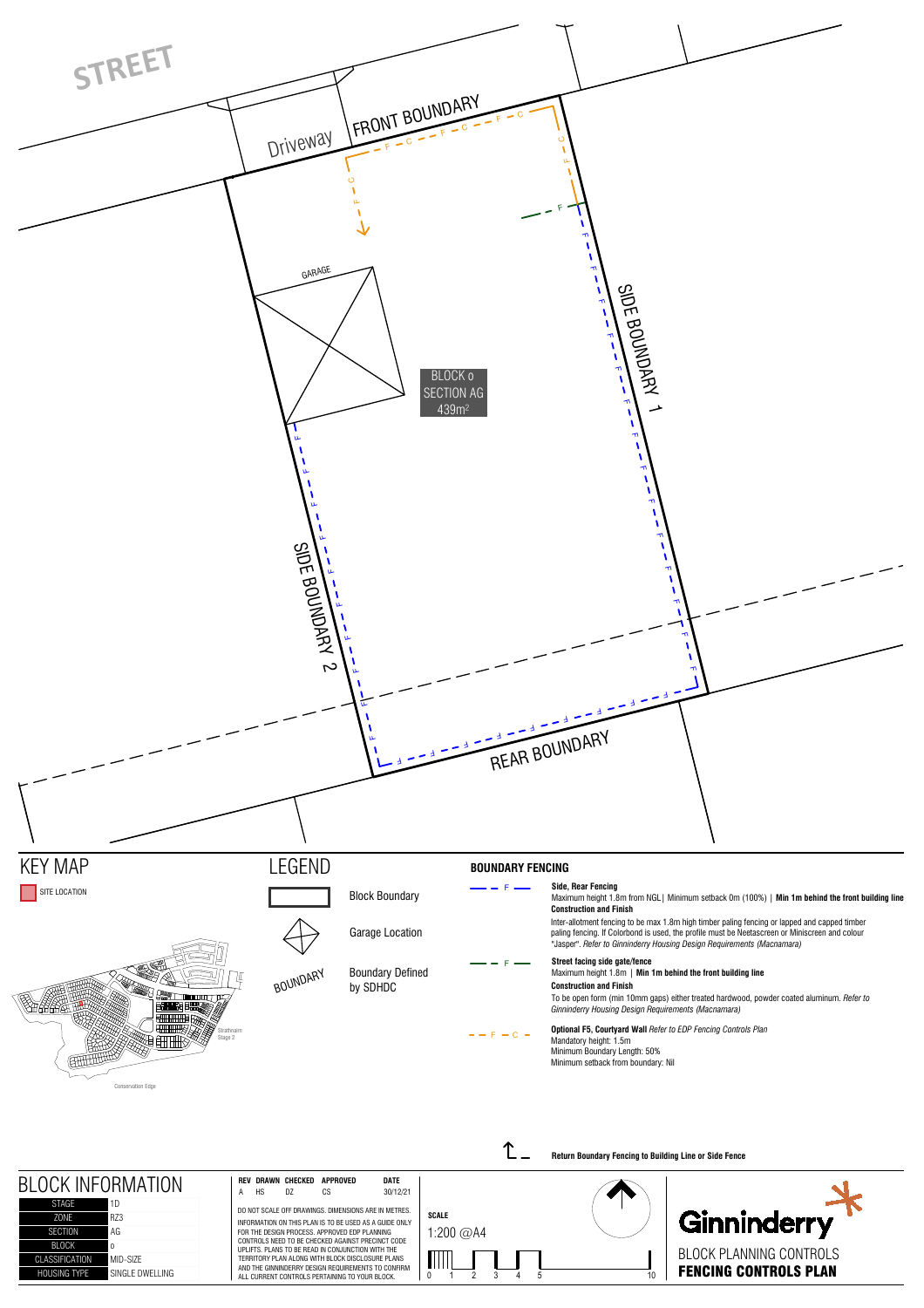STREET

Driveway

FRONT BOUNDARY

GARAGE

BLOCK 0
SECTION AG
439m²

SIDE BOUNDARY 1

SIDE BOUNDARY 2

REAR BOUNDARY

## KEY MAP

SITE LOCATION

Strathnairn Stage 2

Conservation Edge

## LEGEND

Block Boundary

Garage Location

Boundary Defined by SDHDC

## BOUNDARY FENCING

**Side, Rear Fencing**
Maximum height 1.8m from NGL | Minimum setback 0m (100%) | **Min 1m behind the front building line**
**Construction and Finish**
Inter-allotment fencing to be max 1.8m high timber paling fencing or lapped and capped timber paling fencing. If Colorbond is used, the profile must be Neetascreen or Miniscreen and colour "Jasper". *Refer to Ginninderry Housing Design Requirements (Macnamara)*

**Street facing side gate/fence**
Maximum height 1.8m | **Min 1m behind the front building line**
**Construction and Finish**
To be open form (min 10mm gaps) either treated hardwood, powder coated aluminum. *Refer to Ginninderry Housing Design Requirements (Macnamara)*

**Optional F5, Courtyard Wall** *Refer to EDP Fencing Controls Plan*
Mandatory height: 1.5m
Minimum Boundary Length: 50%
Minimum setback from boundary: Nil

**Return Boundary Fencing to Building Line or Side Fence**

## BLOCK INFORMATION

| | |
|---|---|
| STAGE | 1D |
| ZONE | RZ3 |
| SECTION | AG |
| BLOCK | 0 |
| CLASSIFICATION | MID-SIZE |
| HOUSING TYPE | SINGLE DWELLING |

| REV | DRAWN | CHECKED | APPROVED | DATE |
|---|---|---|---|---|
| A | HS | DZ | CS | 30/12/21 |

DO NOT SCALE OFF DRAWINGS. DIMENSIONS ARE IN METRES.
INFORMATION ON THIS PLAN IS TO BE USED AS A GUIDE ONLY FOR THE DESIGN PROCESS. APPROVED EDP PLANNING CONTROLS NEED TO BE CHECKED AGAINST PRECINCT CODE UPLIFTS. PLANS TO BE READ IN CONJUNCTION WITH THE TERRITORY PLAN ALONG WITH BLOCK DISCLOSURE PLANS AND THE GINNINDERRY DESIGN REQUIREMENTS TO CONFIRM ALL CURRENT CONTROLS PERTAINING TO YOUR BLOCK.

**SCALE**
1:200 @A4

0 1 2 3 4 5 10

Ginninderry

BLOCK PLANNING CONTROLS
**FENCING CONTROLS PLAN**